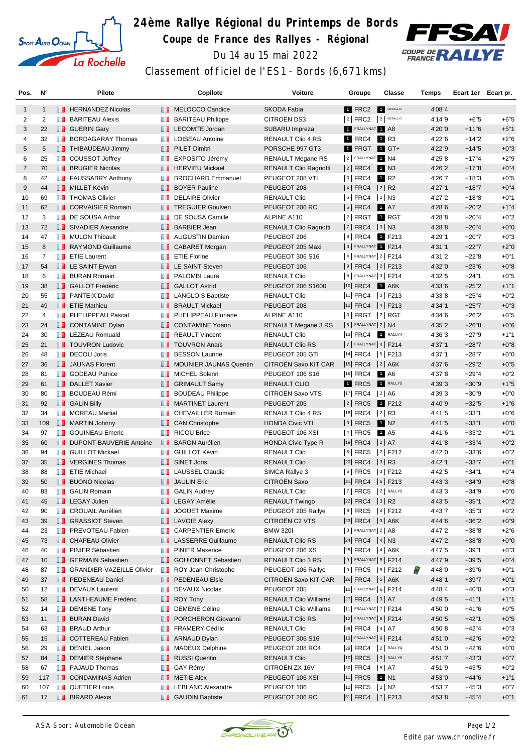# 24ème Rallye Régional du Printemps de Bords

## Coupe de France des Rallyes - Régional

Du 14 au 15 mai 2022

Classement officiel de l'ES1 - Bords (6,671 kms)

| Pos. | N° | Pilote | Copilote | Voiture | Groupe | Classe | Temps | Ecart 1er | Ecart pr. |
|---|---|---|---|---|---|---|---|---|---|
| 1 | 1 | HERNANDEZ Nicolas | MELOCCO Candice | SKODA Fabia | 1 FRC2 | 1 R5/RALLY2 | 4'08"4 | | |
| 2 | 2 | BARITEAU Alexis | BARITEAU Philippe | CITROËN DS3 | 2 FRC2 | 2 R5/RALLY2 | 4'14"9 | +6"5 | +6"5 |
| 3 | 22 | GUERIN Gary | LECOMTE Jordan | SUBARU Impreza | 1 FRALLYNAT | 1 A8 | 4'20"0 | +11"6 | +5"1 |
| 4 | 32 | BORDAGARAY Thomas | LOISEAU Antoine | RENAULT Clio 4 RS | 1 FRC4 | 1 R3 | 4'22"6 | +14"2 | +2"6 |
| 5 | 5 | THIBAUDEAU Jimmy | PILET Dimitri | PORSCHE 997 GT3 | 1 FRGT | 1 GT+ | 4'22"9 | +14"5 | +0"3 |
| 6 | 25 | COUSSOT Joffrey | EXPOSITO Jérémy | RENAULT Megane RS | 2 FRALLYNAT | 1 N4 | 4'25"8 | +17"4 | +2"9 |
| 7 | 70 | BRUGIER Nicolas | HERVIEU Mickael | RENAULT Clio Ragnotti | 2 FRC4 | 1 N3 | 4'26"2 | +17"8 | +0"4 |
| 8 | 42 | FAUSSABRY Anthony | BROCHARD Emmanuel | PEUGEOT 208 VTI | 3 FRC4 | 1 R2 | 4'26"7 | +18"3 | +0"5 |
| 9 | 44 | MILLET Kévin | BOYER Pauline | PEUGEOT 208 | 4 FRC4 | 2 R2 | 4'27"1 | +18"7 | +0"4 |
| 10 | 69 | THOMAS Olivier | DELAIRE Olivier | RENAULT Clio | 5 FRC4 | 2 N3 | 4'27"2 | +18"8 | +0"1 |
| 11 | 62 | CORVAISIER Romain | TREGUIER Goulven | PEUGEOT 206 RC | 6 FRC4 | 1 A7 | 4'28"6 | +20"2 | +1"4 |
| 12 | 3 | DE SOUSA Arthur | DE SOUSA Camille | ALPINE A110 | 2 FRGT | 1 RGT | 4'28"8 | +20"4 | +0"2 |
| 13 | 72 | SIVADIER Alexandre | BARBIER Jean | RENAULT Clio Ragnotti | 7 FRC4 | 3 N3 | 4'28"8 | +20"4 | +0"0 |
| 14 | 47 | MULON Thibault | AUGUSTIN Damien | PEUGEOT 206 | 8 FRC4 | 1 F213 | 4'29"1 | +20"7 | +0"3 |
| 15 | 8 | RAYMOND Guillaume | CABARET Morgan | PEUGEOT 205 Maxi | 3 FRALLYNAT | 1 F214 | 4'31"1 | +22"7 | +2"0 |
| 16 | 7 | ETIE Laurent | ETIE Florine | PEUGEOT 306 S16 | 4 FRALLYNAT | 2 F214 | 4'31"2 | +22"8 | +0"1 |
| 17 | 54 | LE SAINT Erwan | LE SAINT Steven | PEUGEOT 106 | 9 FRC4 | 2 F213 | 4'32"0 | +23"6 | +0"8 |
| 18 | 6 | BURAN Romain | PALOMBI Laura | RENAULT Clio | 5 FRALLYNAT | 3 F214 | 4'32"5 | +24"1 | +0"5 |
| 19 | 38 | GALLOT Frédéric | GALLOT Astrid | PEUGEOT 206 S1600 | 10 FRC4 | 1 A6K | 4'33"6 | +25"2 | +1"1 |
| 20 | 55 | PANTEIX David | LANGLOIS Baptiste | RENAULT Clio | 11 FRC4 | 3 F213 | 4'33"8 | +25"4 | +0"2 |
| 21 | 49 | ETIE Mathieu | BRAULT Mickael | PEUGEOT 208 | 12 FRC4 | 4 F213 | 4'34"1 | +25"7 | +0"3 |
| 22 | 4 | PHELIPPEAU Pascal | PHELIPPEAU Floriane | ALPINE A110 | 3 FRGT | 2 RGT | 4'34"6 | +26"2 | +0"5 |
| 23 | 24 | CONTAMINE Dylan | CONTAMINE Yoann | RENAULT Megane 3 RS | 6 FRALLYNAT | 2 N4 | 4'35"2 | +26"8 | +0"6 |
| 24 | 30 | LEZEAU Romuald | REAULT Vincent | RENAULT Clio | 13 FRC4 | 1 RALLY4 | 4'36"3 | +27"9 | +1"1 |
| 25 | 21 | TOUVRON Ludovic | TOUVRON Anaïs | RENAULT Clio RS | 7 FRALLYNAT | 4 F214 | 4'37"1 | +28"7 | +0"8 |
| 26 | 48 | DECOU Joris | BESSON Laurine | PEUGEOT 205 GTI | 14 FRC4 | 5 F213 | 4'37"1 | +28"7 | +0"0 |
| 27 | 36 | JAUNAS Florent | MOUNIER JAUNAS Quentin | CITROËN Saxo KIT CAR | 15 FRC4 | 2 A6K | 4'37"6 | +29"2 | +0"5 |
| 28 | 81 | GODEAU Patrice | MICHEL Solenn | PEUGEOT 106 S16 | 16 FRC4 | 1 A6 | 4'37"8 | +29"4 | +0"2 |
| 29 | 61 | DALLET Xavier | GRIMAULT Samy | RENAULT CLIO | 1 FRC5 | 1 RALLY5 | 4'39"3 | +30"9 | +1"5 |
| 30 | 80 | BOUDEAU Rémi | BOUDEAU Philippe | CITROËN Saxo VTS | 17 FRC4 | 2 A6 | 4'39"3 | +30"9 | +0"0 |
| 31 | 92 | GALIN Billy | MARTINET Laurent | PEUGEOT 205 | 2 FRC5 | 1 F212 | 4'40"9 | +32"5 | +1"6 |
| 32 | 34 | MOREAU Martial | CHEVALLIER Romain | RENAULT Clio 4 RS | 18 FRC4 | 2 R3 | 4'41"5 | +33"1 | +0"6 |
| 33 | 109 | MARTIN Johnny | CAN Christophe | HONDA Civic VTI | 3 FRC5 | 1 N2 | 4'41"5 | +33"1 | +0"0 |
| 34 | 97 | GOUINEAU Emeric | RICOU Brice | PEUGEOT 106 XSI | 4 FRC5 | 1 A5 | 4'41"6 | +33"2 | +0"1 |
| 35 | 60 | DUPONT-BAUVERIE Antoine | BARON Aurélien | HONDA Civic Type R | 19 FRC4 | 2 A7 | 4'41"8 | +33"4 | +0"2 |
| 36 | 94 | GUILLOT Mickael | GUILLOT Kévin | RENAULT Clio | 5 FRC5 | 2 F212 | 4'42"0 | +33"6 | +0"2 |
| 37 | 35 | VERGINES Thomas | SINET Joris | RENAULT Clio | 20 FRC4 | 3 R3 | 4'42"1 | +33"7 | +0"1 |
| 38 | 88 | ETIE Michael | LAUSSEL Claudie | SIMCA Rallye 3 | 6 FRC5 | 3 F212 | 4'42"5 | +34"1 | +0"4 |
| 39 | 50 | BUONO Nicolas | JAULIN Eric | CITROËN Saxo | 21 FRC4 | 6 F213 | 4'43"3 | +34"9 | +0"8 |
| 40 | 83 | GALIN Romain | GALIN Audrey | RENAULT Clio | 7 FRC5 | 2 RALLY5 | 4'43"3 | +34"9 | +0"0 |
| 41 | 45 | LEGAY Julien | LEGAY Amélie | RENAULT Twingo | 22 FRC4 | 3 R2 | 4'43"5 | +35"1 | +0"2 |
| 42 | 90 | CROUAIL Aurélien | JOGUET Maxime | PEUGEOT 205 Rallye | 8 FRC5 | 4 F212 | 4'43"7 | +35"3 | +0"2 |
| 43 | 39 | GRASSIOT Steven | LAVOIE Alexy | CITROËN C2 VTS | 23 FRC4 | 3 A6K | 4'44"6 | +36"2 | +0"9 |
| 44 | 23 | PREVOTEAU Fabien | CARPENTIER Emeric | BMW 320I | 8 FRALLYNAT | 2 A8 | 4'47"2 | +38"8 | +2"6 |
| 45 | 73 | CHAPEAU Olivier | LASSERRE Guillaume | RENAULT Clio RS | 24 FRC4 | 4 N3 | 4'47"2 | +38"8 | +0"0 |
| 46 | 40 | PINIER Sébastien | PINIER Maxence | PEUGEOT 206 XS | 25 FRC4 | 4 A6K | 4'47"5 | +39"1 | +0"3 |
| 47 | 10 | GERMAIN Sébastien | GOUIONNET Sébastien | RENAULT Clio 3 RS | 9 FRALLYNAT | 5 F214 | 4'47"9 | +39"5 | +0"4 |
| 48 | 87 | GRANDIER-VAZEILLE Olivier | ROY Jean-Christophe | PEUGEOT 106 Rallye | 9 FRC5 | 5 F212 | 4'48"0 | +39"6 | +0"1 |
| 49 | 37 | PEDENEAU Daniel | PEDENEAU Elsie | CITROËN Saxo KIT CAR | 26 FRC4 | 5 A6K | 4'48"1 | +39"7 | +0"1 |
| 50 | 12 | DEVAUX Laurent | DEVAUX Nicolas | PEUGEOT 205 | 10 FRALLYNAT | 6 F214 | 4'48"4 | +40"0 | +0"3 |
| 51 | 58 | LANTHEAUME Frédéric | ROY Tony | RENAULT Clio Williams | 27 FRC4 | 3 A7 | 4'49"5 | +41"1 | +1"1 |
| 52 | 14 | DEMENE Tony | DEMENE Céline | RENAULT Clio Williams | 11 FRALLYNAT | 7 F214 | 4'50"0 | +41"6 | +0"5 |
| 53 | 11 | BURAN David | PORCHERON Giovanni | RENAULT Clio RS | 12 FRALLYNAT | 8 F214 | 4'50"5 | +42"1 | +0"5 |
| 54 | 63 | BRAUD Arthur | FRAMERY Cédric | RENAULT Clio | 28 FRC4 | 4 A7 | 4'50"8 | +42"4 | +0"3 |
| 55 | 15 | COTTEREAU Fabien | ARNAUD Dylan | PEUGEOT 306 S16 | 13 FRALLYNAT | 9 F214 | 4'51"0 | +42"6 | +0"2 |
| 56 | 29 | DENIEL Jason | MADEUX Delphine | PEUGEOT 208 RC4 | 29 FRC4 | 2 RALLY4 | 4'51"0 | +42"6 | +0"0 |
| 57 | 84 | DEMIER Stéphane | RUSSI Quentin | RENAULT Clio | 10 FRC5 | 3 RALLY5 | 4'51"7 | +43"3 | +0"7 |
| 58 | 67 | PAJAUD Thomas | GAY Rémy | CITROËN ZX 16V | 30 FRC4 | 5 A7 | 4'51"9 | +43"5 | +0"2 |
| 59 | 117 | CONDAMINAS Adrien | METIE Alex | PEUGEOT 106 XSI | 11 FRC5 | 1 N1 | 4'53"0 | +44"6 | +1"1 |
| 60 | 107 | QUETIER Louis | LEBLANC Alexandre | PEUGEOT 106 | 12 FRC5 | 2 N2 | 4'53"7 | +45"3 | +0"7 |
| 61 | 17 | BIRARD Alexis | GAUDIN Baptiste | PEUGEOT 206 RC | 31 FRC4 | 7 F213 | 4'53"8 | +45"4 | +0"1 |

ASA Sport Automobile Océan

Edité par www.chronolive.fr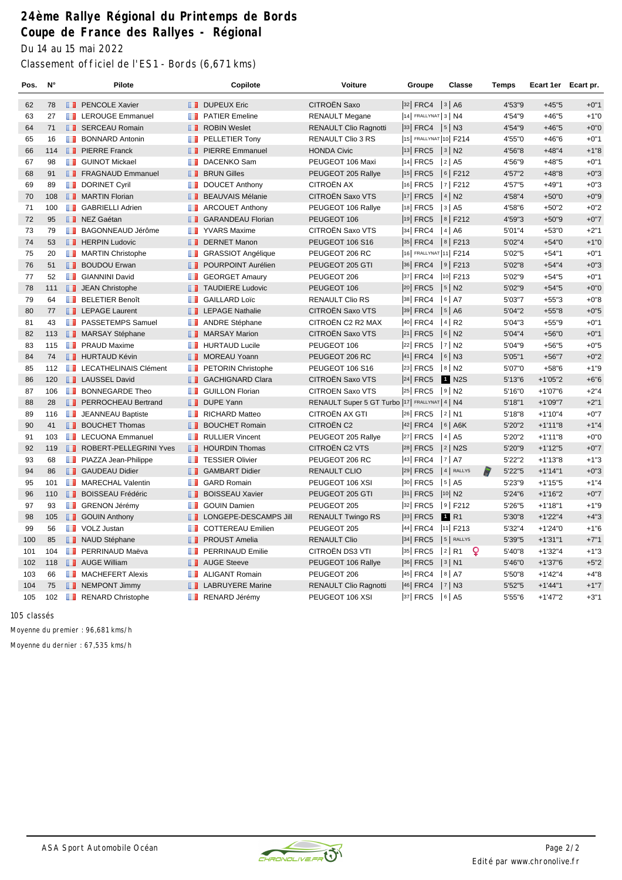# 24ème Rallye Régional du Printemps de Bords

## Coupe de France des Rallyes - Régional

Du 14 au 15 mai 2022

Classement officiel de l'ES1 - Bords (6,671 kms)

| Pos. | N° | Pilote | Copilote | Voiture | Groupe | Classe | Temps | Ecart 1er | Ecart pr. |
|---|---|---|---|---|---|---|---|---|---|
| 62 | 78 | PENCOLE Xavier | DUPEUX Eric | CITROËN Saxo | 32 FRC4 | 3 A6 | 4'53"9 | +45"5 | +0"1 |
| 63 | 27 | LEROUGE Emmanuel | PATIER Emeline | RENAULT Megane | 14 FRALLYNAT | 3 N4 | 4'54"9 | +46"5 | +1"0 |
| 64 | 71 | SERCEAU Romain | ROBIN Weslet | RENAULT Clio Ragnotti | 33 FRC4 | 5 N3 | 4'54"9 | +46"5 | +0"0 |
| 65 | 16 | BONNARD Antonin | PELLETIER Tony | RENAULT Clio 3 RS | 15 FRALLYNAT | 10 F214 | 4'55"0 | +46"6 | +0"1 |
| 66 | 114 | PIERRE Franck | PIERRE Emmanuel | HONDA Civic | 13 FRC5 | 3 N2 | 4'56"8 | +48"4 | +1"8 |
| 67 | 98 | GUINOT Mickael | DACENKO Sam | PEUGEOT 106 Maxi | 14 FRC5 | 2 A5 | 4'56"9 | +48"5 | +0"1 |
| 68 | 91 | FRAGNAUD Emmanuel | BRUN Gilles | PEUGEOT 205 Rallye | 15 FRC5 | 6 F212 | 4'57"2 | +48"8 | +0"3 |
| 69 | 89 | DORINET Cyril | DOUCET Anthony | CITROËN AX | 16 FRC5 | 7 F212 | 4'57"5 | +49"1 | +0"3 |
| 70 | 108 | MARTIN Florian | BEAUVAIS Mélanie | CITROËN Saxo VTS | 17 FRC5 | 4 N2 | 4'58"4 | +50"0 | +0"9 |
| 71 | 100 | GABRIELLI Adrien | ARCOUET Anthony | PEUGEOT 106 Rallye | 18 FRC5 | 3 A5 | 4'58"6 | +50"2 | +0"2 |
| 72 | 95 | NEZ Gaétan | GARANDEAU Florian | PEUGEOT 106 | 19 FRC5 | 8 F212 | 4'59"3 | +50"9 | +0"7 |
| 73 | 79 | BAGONNEAUD Jérôme | YVARS Maxime | CITROËN Saxo VTS | 34 FRC4 | 4 A6 | 5'01"4 | +53"0 | +2"1 |
| 74 | 53 | HERPIN Ludovic | DERNET Manon | PEUGEOT 106 S16 | 35 FRC4 | 8 F213 | 5'02"4 | +54"0 | +1"0 |
| 75 | 20 | MARTIN Christophe | GRASSIOT Angélique | PEUGEOT 206 RC | 16 FRALLYNAT | 11 F214 | 5'02"5 | +54"1 | +0"1 |
| 76 | 51 | BOUDOU Erwan | POURPOINT Aurélien | PEUGEOT 205 GTI | 36 FRC4 | 9 F213 | 5'02"8 | +54"4 | +0"3 |
| 77 | 52 | GIANNINI David | GEORGET Amaury | PEUGEOT 206 | 37 FRC4 | 10 F213 | 5'02"9 | +54"5 | +0"1 |
| 78 | 111 | JEAN Christophe | TAUDIERE Ludovic | PEUGEOT 106 | 20 FRC5 | 5 N2 | 5'02"9 | +54"5 | +0"0 |
| 79 | 64 | BELETIER Benoît | GAILLARD Loïc | RENAULT Clio RS | 38 FRC4 | 6 A7 | 5'03"7 | +55"3 | +0"8 |
| 80 | 77 | LEPAGE Laurent | LEPAGE Nathalie | CITROËN Saxo VTS | 39 FRC4 | 5 A6 | 5'04"2 | +55"8 | +0"5 |
| 81 | 43 | PASSETEMPS Samuel | ANDRE Stéphane | CITROËN C2 R2 MAX | 40 FRC4 | 4 R2 | 5'04"3 | +55"9 | +0"1 |
| 82 | 113 | MARSAY Stéphane | MARSAY Marion | CITROËN Saxo VTS | 21 FRC5 | 6 N2 | 5'04"4 | +56"0 | +0"1 |
| 83 | 115 | PRAUD Maxime | HURTAUD Lucile | PEUGEOT 106 | 22 FRC5 | 7 N2 | 5'04"9 | +56"5 | +0"5 |
| 84 | 74 | HURTAUD Kévin | MOREAU Yoann | PEUGEOT 206 RC | 41 FRC4 | 6 N3 | 5'05"1 | +56"7 | +0"2 |
| 85 | 112 | LECATHELINAIS Clément | PETORIN Christophe | PEUGEOT 106 S16 | 23 FRC5 | 8 N2 | 5'07"0 | +58"6 | +1"9 |
| 86 | 120 | LAUSSEL David | GACHIGNARD Clara | CITROËN Saxo VTS | 24 FRC5 | 1 N2S | 5'13"6 | +1'05"2 | +6"6 |
| 87 | 106 | BONNEGARDE Theo | GUILLON Florian | CITROEN Saxo VTS | 25 FRC5 | 9 N2 | 5'16"0 | +1'07"6 | +2"4 |
| 88 | 28 | PERROCHEAU Bertrand | DUPE Yann | RENAULT Super 5 GT Turbo | 17 FRALLYNAT | 4 N4 | 5'18"1 | +1'09"7 | +2"1 |
| 89 | 116 | JEANNEAU Baptiste | RICHARD Matteo | CITROËN AX GTI | 26 FRC5 | 2 N1 | 5'18"8 | +1'10"4 | +0"7 |
| 90 | 41 | BOUCHET Thomas | BOUCHET Romain | CITROËN C2 | 42 FRC4 | 6 A6K | 5'20"2 | +1'11"8 | +1"4 |
| 91 | 103 | LECUONA Emmanuel | RULLIER Vincent | PEUGEOT 205 Rallye | 27 FRC5 | 4 A5 | 5'20"2 | +1'11"8 | +0"0 |
| 92 | 119 | ROBERT-PELLEGRINI Yves | HOURDIN Thomas | CITROËN C2 VTS | 28 FRC5 | 2 N2S | 5'20"9 | +1'12"5 | +0"7 |
| 93 | 68 | PIAZZA Jean-Philippe | TESSIER Olivier | PEUGEOT 206 RC | 43 FRC4 | 7 A7 | 5'22"2 | +1'13"8 | +1"3 |
| 94 | 86 | GAUDEAU Didier | GAMBART Didier | RENAULT CLIO | 29 FRC5 | 4 RALLY5 | 5'22"5 | +1'14"1 | +0"3 |
| 95 | 101 | MARECHAL Valentin | GARD Romain | PEUGEOT 106 XSI | 30 FRC5 | 5 A5 | 5'23"9 | +1'15"5 | +1"4 |
| 96 | 110 | BOISSEAU Frédéric | BOISSEAU Xavier | PEUGEOT 205 GTI | 31 FRC5 | 10 N2 | 5'24"6 | +1'16"2 | +0"7 |
| 97 | 93 | GRENON Jérémy | GOUIN Damien | PEUGEOT 205 | 32 FRC5 | 9 F212 | 5'26"5 | +1'18"1 | +1"9 |
| 98 | 105 | GOUIN Anthony | LONGEPE-DESCAMPS Jill | RENAULT Twingo RS | 33 FRC5 | 1 R1 | 5'30"8 | +1'22"4 | +4"3 |
| 99 | 56 | VOLZ Justan | COTTEREAU Emilien | PEUGEOT 205 | 44 FRC4 | 11 F213 | 5'32"4 | +1'24"0 | +1"6 |
| 100 | 85 | NAUD Stéphane | PROUST Amelia | RENAULT Clio | 34 FRC5 | 5 RALLY5 | 5'39"5 | +1'31"1 | +7"1 |
| 101 | 104 | PERRINAUD Maëva | PERRINAUD Emilie | CITROËN DS3 VTI | 35 FRC5 | 2 R1 ♀ | 5'40"8 | +1'32"4 | +1"3 |
| 102 | 118 | AUGE William | AUGE Steeve | PEUGEOT 106 Rallye | 36 FRC5 | 3 N1 | 5'46"0 | +1'37"6 | +5"2 |
| 103 | 66 | MACHEFERT Alexis | ALIGANT Romain | PEUGEOT 206 | 45 FRC4 | 8 A7 | 5'50"8 | +1'42"4 | +4"8 |
| 104 | 75 | NEMPONT Jimmy | LABRUYERE Marine | RENAULT Clio Ragnotti | 46 FRC4 | 7 N3 | 5'52"5 | +1'44"1 | +1"7 |
| 105 | 102 | RENARD Christophe | RENARD Jérémy | PEUGEOT 106 XSI | 37 FRC5 | 6 A5 | 5'55"6 | +1'47"2 | +3"1 |

105 classés

Moyenne du premier : 96,681 kms/h

Moyenne du dernier : 67,535 kms/h

ASA Sport Automobile Océan

Edité par www.chronolive.fr